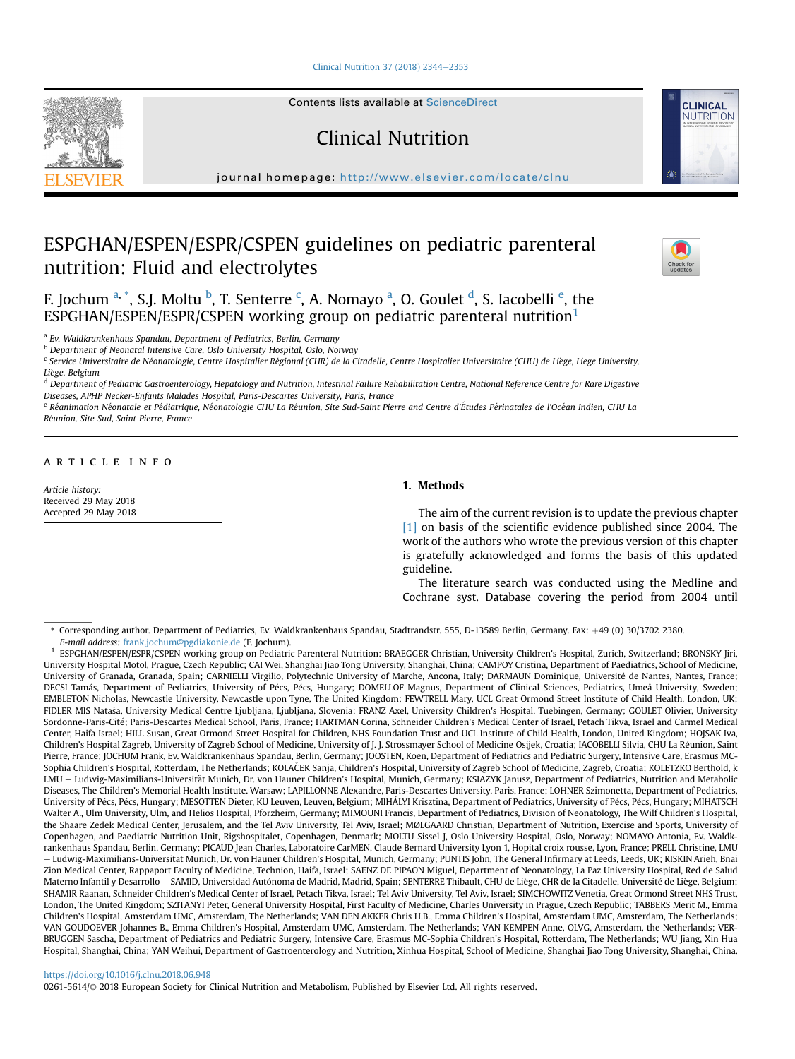# ESPGHAN/ESPEN/ESPR/CSPEN guidelines on pediatric parenteral nutrition: Fluid and electrolytes

F. Jochum [a,*], S.J. Moltu [b], T. Senterre [c], A. Nomayo [a], O. Goulet [d], S. Iacobelli [e], the ESPGHAN/ESPEN/ESPR/CSPEN working group on pediatric parenteral nutrition[1]

[a] Ev. Waldkrankenhaus Spandau, Department of Pediatrics, Berlin, Germany

[b] Department of Neonatal Intensive Care, Oslo University Hospital, Oslo, Norway

[c] Service Universitaire de Néonatologie, Centre Hospitalier Régional (CHR) de la Citadelle, Centre Hospitalier Universitaire (CHU) de Liège, Liege University, Liège, Belgium

[d] Department of Pediatric Gastroenterology, Hepatology and Nutrition, Intestinal Failure Rehabilitation Centre, National Reference Centre for Rare Digestive Diseases, APHP Necker-Enfants Malades Hospital, Paris-Descartes University, Paris, France

[e] Réanimation Néonatale et Pédiatrique, Néonatologie CHU La Réunion, Site Sud-Saint Pierre and Centre d'Études Périnatales de l'Océan Indien, CHU La Réunion, Site Sud, Saint Pierre, France

## ARTICLE INFO

*Article history:*
Received 29 May 2018
Accepted 29 May 2018

## 1. Methods

The aim of the current revision is to update the previous chapter [1] on basis of the scientific evidence published since 2004. The work of the authors who wrote the previous version of this chapter is gratefully acknowledged and forms the basis of this updated guideline.

The literature search was conducted using the Medline and Cochrane syst. Database covering the period from 2004 until

---

\* Corresponding author. Department of Pediatrics, Ev. Waldkrankenhaus Spandau, Stadtrandstr. 555, D-13589 Berlin, Germany. Fax: +49 (0) 30/3702 2380.
*E-mail address:* frank.jochum@pgdiakonie.de (F. Jochum).

[1] ESPGHAN/ESPEN/ESPR/CSPEN working group on Pediatric Parenteral Nutrition: BRAEGGER Christian, University Children's Hospital, Zurich, Switzerland; BRONSKY Jiri, University Hospital Motol, Prague, Czech Republic; CAI Wei, Shanghai Jiao Tong University, Shanghai, China; CAMPOY Cristina, Department of Paediatrics, School of Medicine, University of Granada, Granada, Spain; CARNIELLI Virgilio, Polytechnic University of Marche, Ancona, Italy; DARMAUN Dominique, Université de Nantes, Nantes, France; DECSI Tamás, Department of Pediatrics, University of Pécs, Pécs, Hungary; DOMELLÖF Magnus, Department of Clinical Sciences, Pediatrics, Umeå University, Sweden; EMBLETON Nicholas, Newcastle University, Newcastle upon Tyne, The United Kingdom; FEWTRELL Mary, UCL Great Ormond Street Institute of Child Health, London, UK; FIDLER MIS Nataša, University Medical Centre Ljubljana, Ljubljana, Slovenia; FRANZ Axel, University Children's Hospital, Tuebingen, Germany; GOULET Olivier, University Sordonne-Paris-Cité; Paris-Descartes Medical School, Paris, France; HARTMAN Corina, Schneider Children's Medical Center of Israel, Petach Tikva, Israel and Carmel Medical Center, Haifa Israel; HILL Susan, Great Ormond Street Hospital for Children, NHS Foundation Trust and UCL Institute of Child Health, London, United Kingdom; HOJSAK Iva, Children's Hospital Zagreb, University of Zagreb School of Medicine, University of J. J. Strossmayer School of Medicine Osijek, Croatia; IACOBELLI Silvia, CHU La Réunion, Saint Pierre, France; JOCHUM Frank, Ev. Waldkrankenhaus Spandau, Berlin, Germany; JOOSTEN, Koen, Department of Pediatrics and Pediatric Surgery, Intensive Care, Erasmus MC-Sophia Children's Hospital, Rotterdam, The Netherlands; KOLAČEK Sanja, Children's Hospital, University of Zagreb School of Medicine, Zagreb, Croatia; KOLETZKO Berthold, k LMU – Ludwig-Maximilians-Universität Munich, Dr. von Hauner Children's Hospital, Munich, Germany; KSIAZYK Janusz, Department of Pediatrics, Nutrition and Metabolic Diseases, The Children's Memorial Health Institute. Warsaw; LAPILLONNE Alexandre, Paris-Descartes University, Paris, France; LOHNER Szimonetta, Department of Pediatrics, University of Pécs, Pécs, Hungary; MESOTTEN Dieter, KU Leuven, Leuven, Belgium; MIHÁLYI Krisztina, Department of Pediatrics, University of Pécs, Pécs, Hungary; MIHATSCH Walter A., Ulm University, Ulm, and Helios Hospital, Pforzheim, Germany; MIMOUNI Francis, Department of Pediatrics, Division of Neonatology, The Wilf Children's Hospital, the Shaare Zedek Medical Center, Jerusalem, and the Tel Aviv University, Tel Aviv, Israel; MØLGAARD Christian, Department of Nutrition, Exercise and Sports, University of Copenhagen, and Paediatric Nutrition Unit, Rigshospitalet, Copenhagen, Denmark; MOLTU Sissel J, Oslo University Hospital, Oslo, Norway; NOMAYO Antonia, Ev. Waldkrankenhaus Spandau, Berlin, Germany; PICAUD Jean Charles, Laboratoire CarMEN, Claude Bernard University Lyon 1, Hopital croix rousse, Lyon, France; PRELL Christine, LMU – Ludwig-Maximilians-Universität Munich, Dr. von Hauner Children's Hospital, Munich, Germany; PUNTIS John, The General Infirmary at Leeds, Leeds, UK; RISKIN Arieh, Bnai Zion Medical Center, Rappaport Faculty of Medicine, Technion, Haifa, Israel; SAENZ DE PIPAON Miguel, Department of Neonatology, La Paz University Hospital, Red de Salud Materno Infantil y Desarrollo – SAMID, Universidad Autónoma de Madrid, Madrid, Spain; SENTERRE Thibault, CHU de Liège, CHR de la Citadelle, Université de Liège, Belgium; SHAMIR Raanan, Schneider Children's Medical Center of Israel, Petach Tikva, Israel; Tel Aviv University, Tel Aviv, Israel; SIMCHOWITZ Venetia, Great Ormond Street NHS Trust, London, The United Kingdom; SZITANYI Peter, General University Hospital, First Faculty of Medicine, Charles University in Prague, Czech Republic; TABBERS Merit M., Emma Children's Hospital, Amsterdam UMC, Amsterdam, The Netherlands; VAN DEN AKKER Chris H.B., Emma Children's Hospital, Amsterdam UMC, Amsterdam, The Netherlands; VAN GOUDOEVER Johannes B., Emma Children's Hospital, Amsterdam UMC, Amsterdam, The Netherlands; VAN KEMPEN Anne, OLVG, Amsterdam, the Netherlands; VERBRUGGEN Sascha, Department of Pediatrics and Pediatric Surgery, Intensive Care, Erasmus MC-Sophia Children's Hospital, Rotterdam, The Netherlands; WU Jiang, Xin Hua Hospital, Shanghai, China; YAN Weihui, Department of Gastroenterology and Nutrition, Xinhua Hospital, School of Medicine, Shanghai Jiao Tong University, Shanghai, China.

https://doi.org/10.1016/j.clnu.2018.06.948
0261-5614/© 2018 European Society for Clinical Nutrition and Metabolism. Published by Elsevier Ltd. All rights reserved.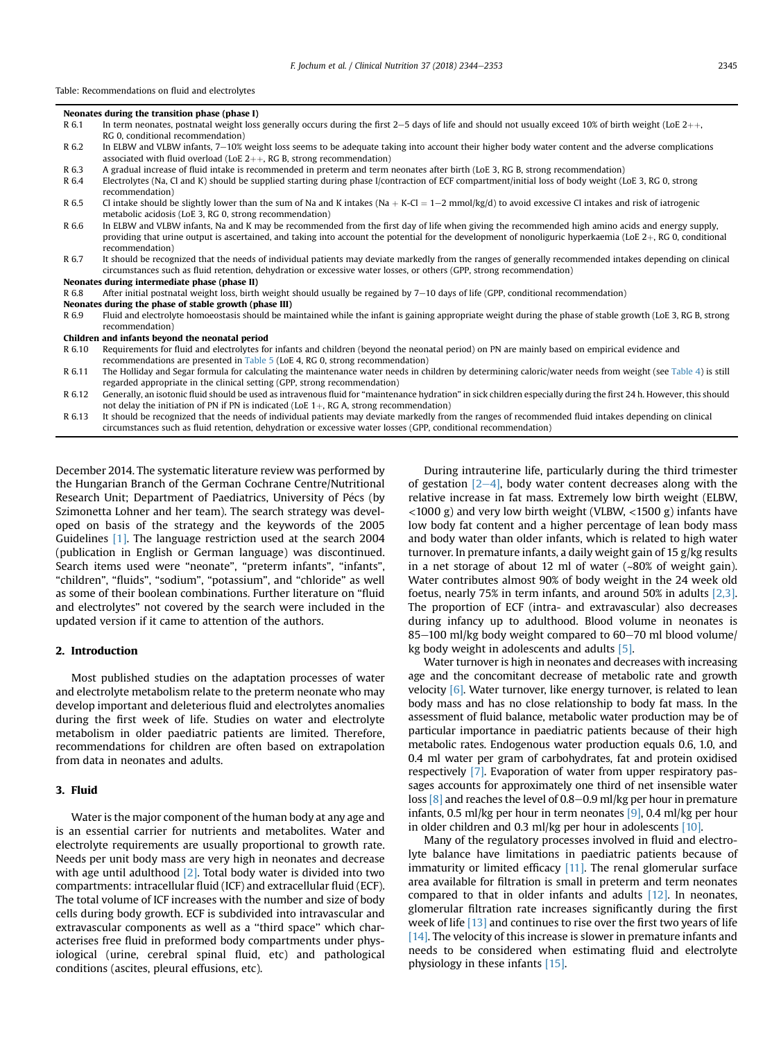Table: Recommendations on fluid and electrolytes

| | |
|---|---|
| **Neonates during the transition phase (phase I)** | |
| R 6.1 | In term neonates, postnatal weight loss generally occurs during the first 2–5 days of life and should not usually exceed 10% of birth weight (LoE 2++, RG 0, conditional recommendation) |
| R 6.2 | In ELBW and VLBW infants, 7–10% weight loss seems to be adequate taking into account their higher body water content and the adverse complications associated with fluid overload (LoE 2++, RG B, strong recommendation) |
| R 6.3 | A gradual increase of fluid intake is recommended in preterm and term neonates after birth (LoE 3, RG B, strong recommendation) |
| R 6.4 | Electrolytes (Na, Cl and K) should be supplied starting during phase I/contraction of ECF compartment/initial loss of body weight (LoE 3, RG 0, strong recommendation) |
| R 6.5 | Cl intake should be slightly lower than the sum of Na and K intakes (Na + K-Cl = 1–2 mmol/kg/d) to avoid excessive Cl intakes and risk of iatrogenic metabolic acidosis (LoE 3, RG 0, strong recommendation) |
| R 6.6 | In ELBW and VLBW infants, Na and K may be recommended from the first day of life when giving the recommended high amino acids and energy supply, providing that urine output is ascertained, and taking into account the potential for the development of nonoliguric hyperkaemia (LoE 2+, RG 0, conditional recommendation) |
| R 6.7 | It should be recognized that the needs of individual patients may deviate markedly from the ranges of generally recommended intakes depending on clinical circumstances such as fluid retention, dehydration or excessive water losses, or others (GPP, strong recommendation) |
| **Neonates during intermediate phase (phase II)** | |
| R 6.8 | After initial postnatal weight loss, birth weight should usually be regained by 7–10 days of life (GPP, conditional recommendation) |
| **Neonates during the phase of stable growth (phase III)** | |
| R 6.9 | Fluid and electrolyte homoeostasis should be maintained while the infant is gaining appropriate weight during the phase of stable growth (LoE 3, RG B, strong recommendation) |
| **Children and infants beyond the neonatal period** | |
| R 6.10 | Requirements for fluid and electrolytes for infants and children (beyond the neonatal period) on PN are mainly based on empirical evidence and recommendations are presented in Table 5 (LoE 4, RG 0, strong recommendation) |
| R 6.11 | The Holliday and Segar formula for calculating the maintenance water needs in children by determining caloric/water needs from weight (see Table 4) is still regarded appropriate in the clinical setting (GPP, strong recommendation) |
| R 6.12 | Generally, an isotonic fluid should be used as intravenous fluid for "maintenance hydration" in sick children especially during the first 24 h. However, this should not delay the initiation of PN if PN is indicated (LoE 1+, RG A, strong recommendation) |
| R 6.13 | It should be recognized that the needs of individual patients may deviate markedly from the ranges of recommended fluid intakes depending on clinical circumstances such as fluid retention, dehydration or excessive water losses (GPP, conditional recommendation) |

December 2014. The systematic literature review was performed by the Hungarian Branch of the German Cochrane Centre/Nutritional Research Unit; Department of Paediatrics, University of Pécs (by Szimonetta Lohner and her team). The search strategy was developed on basis of the strategy and the keywords of the 2005 Guidelines [1]. The language restriction used at the search 2004 (publication in English or German language) was discontinued. Search items used were "neonate", "preterm infants", "infants", "children", "fluids", "sodium", "potassium", and "chloride" as well as some of their boolean combinations. Further literature on "fluid and electrolytes" not covered by the search were included in the updated version if it came to attention of the authors.

## 2. Introduction

Most published studies on the adaptation processes of water and electrolyte metabolism relate to the preterm neonate who may develop important and deleterious fluid and electrolytes anomalies during the first week of life. Studies on water and electrolyte metabolism in older paediatric patients are limited. Therefore, recommendations for children are often based on extrapolation from data in neonates and adults.

## 3. Fluid

Water is the major component of the human body at any age and is an essential carrier for nutrients and metabolites. Water and electrolyte requirements are usually proportional to growth rate. Needs per unit body mass are very high in neonates and decrease with age until adulthood [2]. Total body water is divided into two compartments: intracellular fluid (ICF) and extracellular fluid (ECF). The total volume of ICF increases with the number and size of body cells during body growth. ECF is subdivided into intravascular and extravascular components as well as a "third space" which characterises free fluid in preformed body compartments under physiological (urine, cerebral spinal fluid, etc) and pathological conditions (ascites, pleural effusions, etc).

During intrauterine life, particularly during the third trimester of gestation [2–4], body water content decreases along with the relative increase in fat mass. Extremely low birth weight (ELBW, <1000 g) and very low birth weight (VLBW, <1500 g) infants have low body fat content and a higher percentage of lean body mass and body water than older infants, which is related to high water turnover. In premature infants, a daily weight gain of 15 g/kg results in a net storage of about 12 ml of water (~80% of weight gain). Water contributes almost 90% of body weight in the 24 week old foetus, nearly 75% in term infants, and around 50% in adults [2,3]. The proportion of ECF (intra- and extravascular) also decreases during infancy up to adulthood. Blood volume in neonates is 85–100 ml/kg body weight compared to 60–70 ml blood volume/kg body weight in adolescents and adults [5].

Water turnover is high in neonates and decreases with increasing age and the concomitant decrease of metabolic rate and growth velocity [6]. Water turnover, like energy turnover, is related to lean body mass and has no close relationship to body fat mass. In the assessment of fluid balance, metabolic water production may be of particular importance in paediatric patients because of their high metabolic rates. Endogenous water production equals 0.6, 1.0, and 0.4 ml water per gram of carbohydrates, fat and protein oxidised respectively [7]. Evaporation of water from upper respiratory passages accounts for approximately one third of net insensible water loss [8] and reaches the level of 0.8–0.9 ml/kg per hour in premature infants, 0.5 ml/kg per hour in term neonates [9], 0.4 ml/kg per hour in older children and 0.3 ml/kg per hour in adolescents [10].

Many of the regulatory processes involved in fluid and electrolyte balance have limitations in paediatric patients because of immaturity or limited efficacy [11]. The renal glomerular surface area available for filtration is small in preterm and term neonates compared to that in older infants and adults [12]. In neonates, glomerular filtration rate increases significantly during the first week of life [13] and continues to rise over the first two years of life [14]. The velocity of this increase is slower in premature infants and needs to be considered when estimating fluid and electrolyte physiology in these infants [15].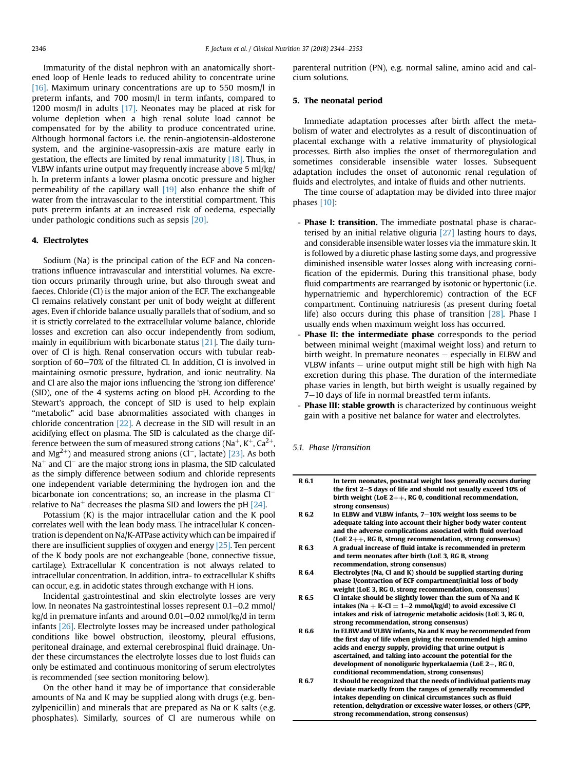Immaturity of the distal nephron with an anatomically shortened loop of Henle leads to reduced ability to concentrate urine [16]. Maximum urinary concentrations are up to 550 mosm/l in preterm infants, and 700 mosm/l in term infants, compared to 1200 mosm/l in adults [17]. Neonates may be placed at risk for volume depletion when a high renal solute load cannot be compensated for by the ability to produce concentrated urine. Although hormonal factors i.e. the renin-angiotensin-aldosterone system, and the arginine-vasopressin-axis are mature early in gestation, the effects are limited by renal immaturity [18]. Thus, in VLBW infants urine output may frequently increase above 5 ml/kg/h. In preterm infants a lower plasma oncotic pressure and higher permeability of the capillary wall [19] also enhance the shift of water from the intravascular to the interstitial compartment. This puts preterm infants at an increased risk of oedema, especially under pathologic conditions such as sepsis [20].

## 4. Electrolytes

Sodium (Na) is the principal cation of the ECF and Na concentrations influence intravascular and interstitial volumes. Na excretion occurs primarily through urine, but also through sweat and faeces. Chloride (Cl) is the major anion of the ECF. The exchangeable Cl remains relatively constant per unit of body weight at different ages. Even if chloride balance usually parallels that of sodium, and so it is strictly correlated to the extracellular volume balance, chloride losses and excretion can also occur independently from sodium, mainly in equilibrium with bicarbonate status [21]. The daily turnover of Cl is high. Renal conservation occurs with tubular reabsorption of 60–70% of the filtrated Cl. In addition, Cl is involved in maintaining osmotic pressure, hydration, and ionic neutrality. Na and Cl are also the major ions influencing the 'strong ion difference' (SID), one of the 4 systems acting on blood pH. According to the Stewart's approach, the concept of SID is used to help explain "metabolic" acid base abnormalities associated with changes in chloride concentration [22]. A decrease in the SID will result in an acidifying effect on plasma. The SID is calculated as the charge difference between the sum of measured strong cations ($Na^+$, $K^+$, $Ca^{2+}$, and $Mg^{2+}$) and measured strong anions ($Cl^-$, lactate) [23]. As both $Na^+$ and $Cl^-$ are the major strong ions in plasma, the SID calculated as the simply difference between sodium and chloride represents one independent variable determining the hydrogen ion and the bicarbonate ion concentrations; so, an increase in the plasma $Cl^-$ relative to $Na^+$ decreases the plasma SID and lowers the pH [24].

Potassium (K) is the major intracellular cation and the K pool correlates well with the lean body mass. The intracellular K concentration is dependent on Na/K-ATPase activity which can be impaired if there are insufficient supplies of oxygen and energy [25]. Ten percent of the K body pools are not exchangeable (bone, connective tissue, cartilage). Extracellular K concentration is not always related to intracellular concentration. In addition, intra- to extracellular K shifts can occur, e.g. in acidotic states through exchange with H ions.

Incidental gastrointestinal and skin electrolyte losses are very low. In neonates Na gastrointestinal losses represent 0.1–0.2 mmol/kg/d in premature infants and around 0.01–0.02 mmol/kg/d in term infants [26]. Electrolyte losses may be increased under pathological conditions like bowel obstruction, ileostomy, pleural effusions, peritoneal drainage, and external cerebrospinal fluid drainage. Under these circumstances the electrolyte losses due to lost fluids can only be estimated and continuous monitoring of serum electrolytes is recommended (see section monitoring below).

On the other hand it may be of importance that considerable amounts of Na and K may be supplied along with drugs (e.g. benzylpenicillin) and minerals that are prepared as Na or K salts (e.g. phosphates). Similarly, sources of Cl are numerous while on parenteral nutrition (PN), e.g. normal saline, amino acid and calcium solutions.

## 5. The neonatal period

Immediate adaptation processes after birth affect the metabolism of water and electrolytes as a result of discontinuation of placental exchange with a relative immaturity of physiological processes. Birth also implies the onset of thermoregulation and sometimes considerable insensible water losses. Subsequent adaptation includes the onset of autonomic renal regulation of fluids and electrolytes, and intake of fluids and other nutrients.

The time course of adaptation may be divided into three major phases [10]:

- **Phase I: transition.** The immediate postnatal phase is characterised by an initial relative oliguria [27] lasting hours to days, and considerable insensible water losses via the immature skin. It is followed by a diuretic phase lasting some days, and progressive diminished insensible water losses along with increasing cornification of the epidermis. During this transitional phase, body fluid compartments are rearranged by isotonic or hypertonic (i.e. hypernatriemic and hyperchloremic) contraction of the ECF compartment. Continuing natriuresis (as present during foetal life) also occurs during this phase of transition [28]. Phase I usually ends when maximum weight loss has occurred.
- **Phase II: the intermediate phase** corresponds to the period between minimal weight (maximal weight loss) and return to birth weight. In premature neonates – especially in ELBW and VLBW infants – urine output might still be high with high Na excretion during this phase. The duration of the intermediate phase varies in length, but birth weight is usually regained by 7–10 days of life in normal breastfed term infants.
- **Phase III: stable growth** is characterized by continuous weight gain with a positive net balance for water and electrolytes.

### 5.1. Phase I/transition

| | |
|---|---|
| **R 6.1** | **In term neonates, postnatal weight loss generally occurs during the first 2–5 days of life and should not usually exceed 10% of birth weight (LoE 2++, RG 0, conditional recommendation, strong consensus)** |
| **R 6.2** | **In ELBW and VLBW infants, 7–10% weight loss seems to be adequate taking into account their higher body water content and the adverse complications associated with fluid overload (LoE 2++, RG B, strong recommendation, strong consensus)** |
| **R 6.3** | **A gradual increase of fluid intake is recommended in preterm and term neonates after birth (LoE 3, RG B, strong recommendation, strong consensus)** |
| **R 6.4** | **Electrolytes (Na, Cl and K) should be supplied starting during phase I/contraction of ECF compartment/initial loss of body weight (LoE 3, RG 0, strong recommendation, consensus)** |
| **R 6.5** | **Cl intake should be slightly lower than the sum of Na and K intakes (Na + K-Cl = 1–2 mmol/kg/d) to avoid excessive Cl intakes and risk of iatrogenic metabolic acidosis (LoE 3, RG 0, strong recommendation, strong consensus)** |
| **R 6.6** | **In ELBW and VLBW infants, Na and K may be recommended from the first day of life when giving the recommended high amino acids and energy supply, providing that urine output is ascertained, and taking into account the potential for the development of nonoliguric hyperkalaemia (LoE 2+, RG 0, conditional recommendation, strong consensus)** |
| **R 6.7** | **It should be recognized that the needs of individual patients may deviate markedly from the ranges of generally recommended intakes depending on clinical circumstances such as fluid retention, dehydration or excessive water losses, or others (GPP, strong recommendation, strong consensus)** |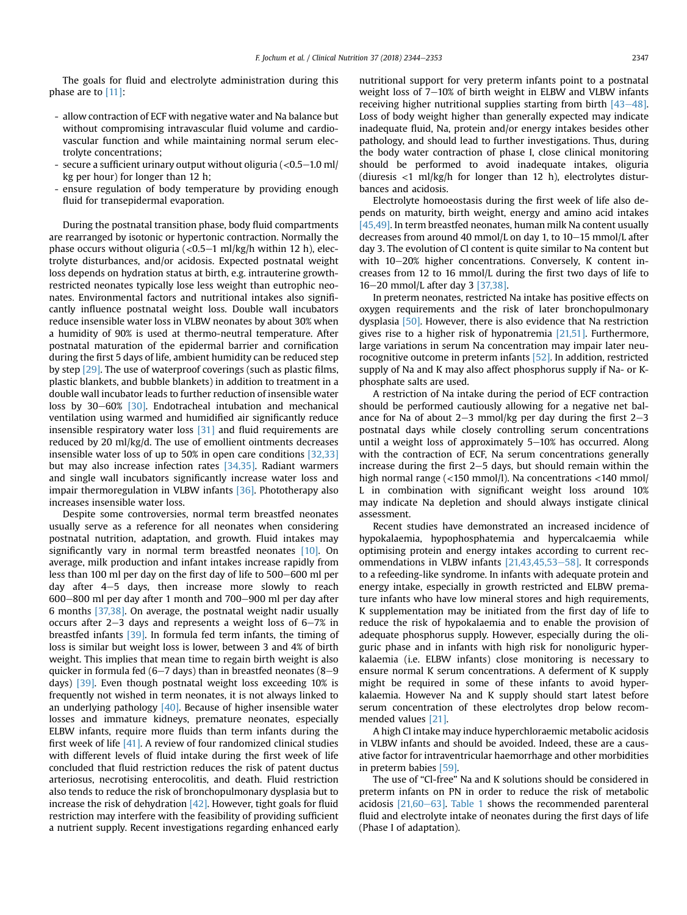The goals for fluid and electrolyte administration during this phase are to [11]:

- allow contraction of ECF with negative water and Na balance but without compromising intravascular fluid volume and cardiovascular function and while maintaining normal serum electrolyte concentrations;
- secure a sufficient urinary output without oliguria (<0.5–1.0 ml/kg per hour) for longer than 12 h;
- ensure regulation of body temperature by providing enough fluid for transepidermal evaporation.

During the postnatal transition phase, body fluid compartments are rearranged by isotonic or hypertonic contraction. Normally the phase occurs without oliguria (<0.5–1 ml/kg/h within 12 h), electrolyte disturbances, and/or acidosis. Expected postnatal weight loss depends on hydration status at birth, e.g. intrauterine growth-restricted neonates typically lose less weight than eutrophic neonates. Environmental factors and nutritional intakes also significantly influence postnatal weight loss. Double wall incubators reduce insensible water loss in VLBW neonates by about 30% when a humidity of 90% is used at thermo-neutral temperature. After postnatal maturation of the epidermal barrier and cornification during the first 5 days of life, ambient humidity can be reduced step by step [29]. The use of waterproof coverings (such as plastic films, plastic blankets, and bubble blankets) in addition to treatment in a double wall incubator leads to further reduction of insensible water loss by 30–60% [30]. Endotracheal intubation and mechanical ventilation using warmed and humidified air significantly reduce insensible respiratory water loss [31] and fluid requirements are reduced by 20 ml/kg/d. The use of emollient ointments decreases insensible water loss of up to 50% in open care conditions [32,33] but may also increase infection rates [34,35]. Radiant warmers and single wall incubators significantly increase water loss and impair thermoregulation in VLBW infants [36]. Phototherapy also increases insensible water loss.

Despite some controversies, normal term breastfed neonates usually serve as a reference for all neonates when considering postnatal nutrition, adaptation, and growth. Fluid intakes may significantly vary in normal term breastfed neonates [10]. On average, milk production and infant intakes increase rapidly from less than 100 ml per day on the first day of life to 500–600 ml per day after 4–5 days, then increase more slowly to reach 600–800 ml per day after 1 month and 700–900 ml per day after 6 months [37,38]. On average, the postnatal weight nadir usually occurs after 2–3 days and represents a weight loss of 6–7% in breastfed infants [39]. In formula fed term infants, the timing of loss is similar but weight loss is lower, between 3 and 4% of birth weight. This implies that mean time to regain birth weight is also quicker in formula fed (6–7 days) than in breastfed neonates (8–9 days) [39]. Even though postnatal weight loss exceeding 10% is frequently not wished in term neonates, it is not always linked to an underlying pathology [40]. Because of higher insensible water losses and immature kidneys, premature neonates, especially ELBW infants, require more fluids than term infants during the first week of life [41]. A review of four randomized clinical studies with different levels of fluid intake during the first week of life concluded that fluid restriction reduces the risk of patent ductus arteriosus, necrotising enterocolitis, and death. Fluid restriction also tends to reduce the risk of bronchopulmonary dysplasia but to increase the risk of dehydration [42]. However, tight goals for fluid restriction may interfere with the feasibility of providing sufficient a nutrient supply. Recent investigations regarding enhanced early nutritional support for very preterm infants point to a postnatal weight loss of 7–10% of birth weight in ELBW and VLBW infants receiving higher nutritional supplies starting from birth [43–48]. Loss of body weight higher than generally expected may indicate inadequate fluid, Na, protein and/or energy intakes besides other pathology, and should lead to further investigations. Thus, during the body water contraction of phase I, close clinical monitoring should be performed to avoid inadequate intakes, oliguria (diuresis <1 ml/kg/h for longer than 12 h), electrolytes disturbances and acidosis.

Electrolyte homoeostasis during the first week of life also depends on maturity, birth weight, energy and amino acid intakes [45,49]. In term breastfed neonates, human milk Na content usually decreases from around 40 mmol/L on day 1, to 10–15 mmol/L after day 3. The evolution of Cl content is quite similar to Na content but with 10–20% higher concentrations. Conversely, K content increases from 12 to 16 mmol/L during the first two days of life to 16–20 mmol/L after day 3 [37,38].

In preterm neonates, restricted Na intake has positive effects on oxygen requirements and the risk of later bronchopulmonary dysplasia [50]. However, there is also evidence that Na restriction gives rise to a higher risk of hyponatremia [21,51]. Furthermore, large variations in serum Na concentration may impair later neurocognitive outcome in preterm infants [52]. In addition, restricted supply of Na and K may also affect phosphorus supply if Na- or K-phosphate salts are used.

A restriction of Na intake during the period of ECF contraction should be performed cautiously allowing for a negative net balance for Na of about 2–3 mmol/kg per day during the first 2–3 postnatal days while closely controlling serum concentrations until a weight loss of approximately 5–10% has occurred. Along with the contraction of ECF, Na serum concentrations generally increase during the first 2–5 days, but should remain within the high normal range (<150 mmol/l). Na concentrations <140 mmol/L in combination with significant weight loss around 10% may indicate Na depletion and should always instigate clinical assessment.

Recent studies have demonstrated an increased incidence of hypokalaemia, hypophosphatemia and hypercalcaemia while optimising protein and energy intakes according to current recommendations in VLBW infants [21,43,45,53–58]. It corresponds to a refeeding-like syndrome. In infants with adequate protein and energy intake, especially in growth restricted and ELBW premature infants who have low mineral stores and high requirements, K supplementation may be initiated from the first day of life to reduce the risk of hypokalaemia and to enable the provision of adequate phosphorus supply. However, especially during the oliguric phase and in infants with high risk for nonoliguric hyperkalaemia (i.e. ELBW infants) close monitoring is necessary to ensure normal K serum concentrations. A deferment of K supply might be required in some of these infants to avoid hyperkalaemia. However Na and K supply should start latest before serum concentration of these electrolytes drop below recommended values [21].

A high Cl intake may induce hyperchloraemic metabolic acidosis in VLBW infants and should be avoided. Indeed, these are a causative factor for intraventricular haemorrhage and other morbidities in preterm babies [59].

The use of "Cl-free" Na and K solutions should be considered in preterm infants on PN in order to reduce the risk of metabolic acidosis [21,60–63]. Table 1 shows the recommended parenteral fluid and electrolyte intake of neonates during the first days of life (Phase I of adaptation).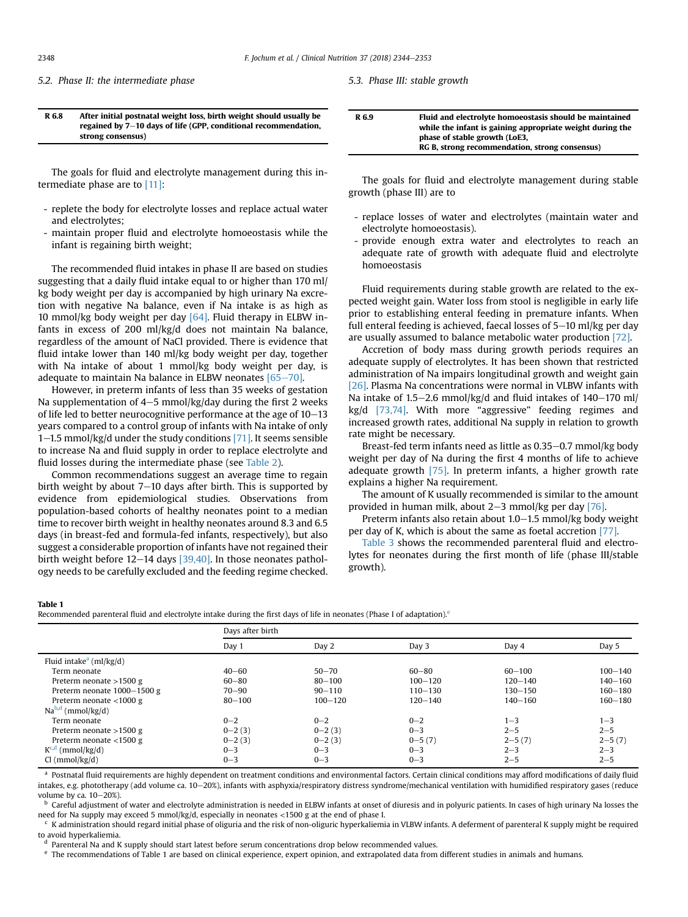### 5.2. Phase II: the intermediate phase

| R 6.8 | After initial postnatal weight loss, birth weight should usually be regained by 7–10 days of life (GPP, conditional recommendation, strong consensus) |
|---|---|

The goals for fluid and electrolyte management during this intermediate phase are to [11]:

- replete the body for electrolyte losses and replace actual water and electrolytes;
- maintain proper fluid and electrolyte homoeostasis while the infant is regaining birth weight;

The recommended fluid intakes in phase II are based on studies suggesting that a daily fluid intake equal to or higher than 170 ml/kg body weight per day is accompanied by high urinary Na excretion with negative Na balance, even if Na intake is as high as 10 mmol/kg body weight per day [64]. Fluid therapy in ELBW infants in excess of 200 ml/kg/d does not maintain Na balance, regardless of the amount of NaCl provided. There is evidence that fluid intake lower than 140 ml/kg body weight per day, together with Na intake of about 1 mmol/kg body weight per day, is adequate to maintain Na balance in ELBW neonates [65–70].

However, in preterm infants of less than 35 weeks of gestation Na supplementation of 4–5 mmol/kg/day during the first 2 weeks of life led to better neurocognitive performance at the age of 10–13 years compared to a control group of infants with Na intake of only 1–1.5 mmol/kg/d under the study conditions [71]. It seems sensible to increase Na and fluid supply in order to replace electrolyte and fluid losses during the intermediate phase (see Table 2).

Common recommendations suggest an average time to regain birth weight by about 7–10 days after birth. This is supported by evidence from epidemiological studies. Observations from population-based cohorts of healthy neonates point to a median time to recover birth weight in healthy neonates around 8.3 and 6.5 days (in breast-fed and formula-fed infants, respectively), but also suggest a considerable proportion of infants have not regained their birth weight before 12–14 days [39,40]. In those neonates pathology needs to be carefully excluded and the feeding regime checked.

### 5.3. Phase III: stable growth

| R 6.9 | Fluid and electrolyte homoeostasis should be maintained while the infant is gaining appropriate weight during the phase of stable growth (LoE3, RG B, strong recommendation, strong consensus) |
|---|---|

The goals for fluid and electrolyte management during stable growth (phase III) are to

- replace losses of water and electrolytes (maintain water and electrolyte homoeostasis).
- provide enough extra water and electrolytes to reach an adequate rate of growth with adequate fluid and electrolyte homoeostasis

Fluid requirements during stable growth are related to the expected weight gain. Water loss from stool is negligible in early life prior to establishing enteral feeding in premature infants. When full enteral feeding is achieved, faecal losses of 5–10 ml/kg per day are usually assumed to balance metabolic water production [72].

Accretion of body mass during growth periods requires an adequate supply of electrolytes. It has been shown that restricted administration of Na impairs longitudinal growth and weight gain [26]. Plasma Na concentrations were normal in VLBW infants with Na intake of 1.5–2.6 mmol/kg/d and fluid intakes of 140–170 ml/kg/d [73,74]. With more "aggressive" feeding regimes and increased growth rates, additional Na supply in relation to growth rate might be necessary.

Breast-fed term infants need as little as 0.35–0.7 mmol/kg body weight per day of Na during the first 4 months of life to achieve adequate growth [75]. In preterm infants, a higher growth rate explains a higher Na requirement.

The amount of K usually recommended is similar to the amount provided in human milk, about 2–3 mmol/kg per day [76].

Preterm infants also retain about 1.0–1.5 mmol/kg body weight per day of K, which is about the same as foetal accretion [77].

Table 3 shows the recommended parenteral fluid and electrolytes for neonates during the first month of life (phase III/stable growth).

**Table 1**
Recommended parenteral fluid and electrolyte intake during the first days of life in neonates (Phase I of adaptation).[e]

| | Days after birth | | | | |
|---|---|---|---|---|---|
| | Day 1 | Day 2 | Day 3 | Day 4 | Day 5 |
| Fluid intake[a] (ml/kg/d) | | | | | |
| Term neonate | 40–60 | 50–70 | 60–80 | 60–100 | 100–140 |
| Preterm neonate >1500 g | 60–80 | 80–100 | 100–120 | 120–140 | 140–160 |
| Preterm neonate 1000–1500 g | 70–90 | 90–110 | 110–130 | 130–150 | 160–180 |
| Preterm neonate <1000 g | 80–100 | 100–120 | 120–140 | 140–160 | 160–180 |
| Na[b,d] (mmol/kg/d) | | | | | |
| Term neonate | 0–2 | 0–2 | 0–2 | 1–3 | 1–3 |
| Preterm neonate >1500 g | 0–2 (3) | 0–2 (3) | 0–3 | 2–5 | 2–5 |
| Preterm neonate <1500 g | 0–2 (3) | 0–2 (3) | 0–5 (7) | 2–5 (7) | 2–5 (7) |
| K[c,d] (mmol/kg/d) | 0–3 | 0–3 | 0–3 | 2–3 | 2–3 |
| Cl (mmol/kg/d) | 0–3 | 0–3 | 0–3 | 2–5 | 2–5 |

[a] Postnatal fluid requirements are highly dependent on treatment conditions and environmental factors. Certain clinical conditions may afford modifications of daily fluid intakes, e.g. phototherapy (add volume ca. 10–20%), infants with asphyxia/respiratory distress syndrome/mechanical ventilation with humidified respiratory gases (reduce volume by ca. 10–20%).

[b] Careful adjustment of water and electrolyte administration is needed in ELBW infants at onset of diuresis and in polyuric patients. In cases of high urinary Na losses the need for Na supply may exceed 5 mmol/kg/d, especially in neonates <1500 g at the end of phase I.

[c] K administration should regard initial phase of oliguria and the risk of non-oliguric hyperkaliemia in VLBW infants. A deferment of parenteral K supply might be required to avoid hyperkaliemia.

[d] Parenteral Na and K supply should start latest before serum concentrations drop below recommended values.

[e] The recommendations of Table 1 are based on clinical experience, expert opinion, and extrapolated data from different studies in animals and humans.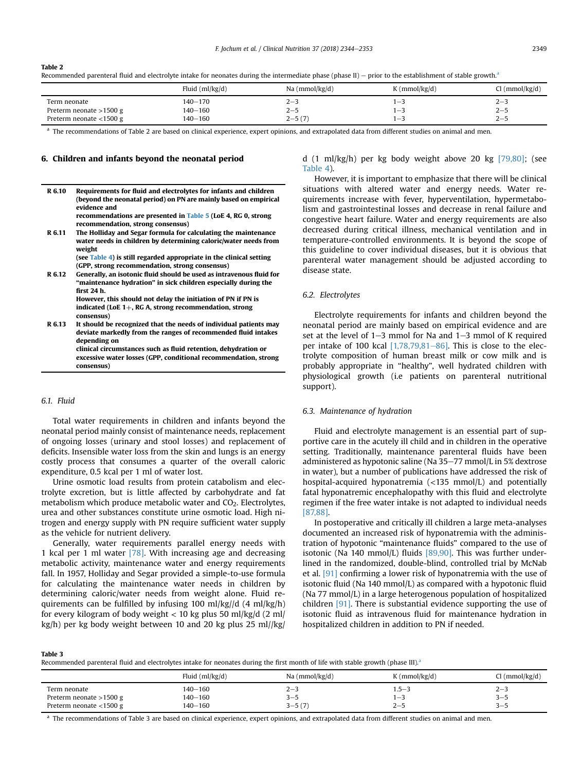**Table 2**
Recommended parenteral fluid and electrolyte intake for neonates during the intermediate phase (phase II) – prior to the establishment of stable growth.[a]

| | Fluid (ml/kg/d) | Na (mmol/kg/d) | K (mmol/kg/d) | Cl (mmol/kg/d) |
|---|---|---|---|---|
| Term neonate | 140–170 | 2–3 | 1–3 | 2–3 |
| Preterm neonate >1500 g | 140–160 | 2–5 | 1–3 | 2–5 |
| Preterm neonate <1500 g | 140–160 | 2–5 (7) | 1–3 | 2–5 |

[a] The recommendations of Table 2 are based on clinical experience, expert opinions, and extrapolated data from different studies on animal and men.

## 6. Children and infants beyond the neonatal period

| | |
|---|---|
| **R 6.10** | **Requirements for fluid and electrolytes for infants and children (beyond the neonatal period) on PN are mainly based on empirical evidence and recommendations are presented in Table 5 (LoE 4, RG 0, strong recommendation, strong consensus)** |
| **R 6.11** | **The Holliday and Segar formula for calculating the maintenance water needs in children by determining caloric/water needs from weight (see Table 4) is still regarded appropriate in the clinical setting (GPP, strong recommendation, strong consensus)** |
| **R 6.12** | **Generally, an isotonic fluid should be used as intravenous fluid for "maintenance hydration" in sick children especially during the first 24 h. However, this should not delay the initiation of PN if PN is indicated (LoE 1+, RG A, strong recommendation, strong consensus)** |
| **R 6.13** | **It should be recognized that the needs of individual patients may deviate markedly from the ranges of recommended fluid intakes depending on clinical circumstances such as fluid retention, dehydration or excessive water losses (GPP, conditional recommendation, strong consensus)** |

### 6.1. Fluid

Total water requirements in children and infants beyond the neonatal period mainly consist of maintenance needs, replacement of ongoing losses (urinary and stool losses) and replacement of deficits. Insensible water loss from the skin and lungs is an energy costly process that consumes a quarter of the overall caloric expenditure, 0.5 kcal per 1 ml of water lost.

Urine osmotic load results from protein catabolism and electrolyte excretion, but is little affected by carbohydrate and fat metabolism which produce metabolic water and $CO_2$. Electrolytes, urea and other substances constitute urine osmotic load. High nitrogen and energy supply with PN require sufficient water supply as the vehicle for nutrient delivery.

Generally, water requirements parallel energy needs with 1 kcal per 1 ml water [78]. With increasing age and decreasing metabolic activity, maintenance water and energy requirements fall. In 1957, Holliday and Segar provided a simple-to-use formula for calculating the maintenance water needs in children by determining caloric/water needs from weight alone. Fluid requirements can be fulfilled by infusing 100 ml/kg//d (4 ml/kg/h) for every kilogram of body weight < 10 kg plus 50 ml/kg/d (2 ml/kg/h) per kg body weight between 10 and 20 kg plus 25 ml//kg/d (1 ml/kg/h) per kg body weight above 20 kg [79,80]; (see Table 4).

However, it is important to emphasize that there will be clinical situations with altered water and energy needs. Water requirements increase with fever, hyperventilation, hypermetabolism and gastrointestinal losses and decrease in renal failure and congestive heart failure. Water and energy requirements are also decreased during critical illness, mechanical ventilation and in temperature-controlled environments. It is beyond the scope of this guideline to cover individual diseases, but it is obvious that parenteral water management should be adjusted according to disease state.

### 6.2. Electrolytes

Electrolyte requirements for infants and children beyond the neonatal period are mainly based on empirical evidence and are set at the level of 1–3 mmol for Na and 1–3 mmol of K required per intake of 100 kcal [1,78,79,81–86]. This is close to the electrolyte composition of human breast milk or cow milk and is probably appropriate in "healthy", well hydrated children with physiological growth (i.e patients on parenteral nutritional support).

### 6.3. Maintenance of hydration

Fluid and electrolyte management is an essential part of supportive care in the acutely ill child and in children in the operative setting. Traditionally, maintenance parenteral fluids have been administered as hypotonic saline (Na 35–77 mmol/L in 5% dextrose in water), but a number of publications have addressed the risk of hospital-acquired hyponatremia (<135 mmol/L) and potentially fatal hyponatremic encephalopathy with this fluid and electrolyte regimen if the free water intake is not adapted to individual needs [87,88].

In postoperative and critically ill children a large meta-analyses documented an increased risk of hyponatremia with the administration of hypotonic "maintenance fluids" compared to the use of isotonic (Na 140 mmol/L) fluids [89,90]. This was further underlined in the randomized, double-blind, controlled trial by McNab et al. [91] confirming a lower risk of hyponatremia with the use of isotonic fluid (Na 140 mmol/L) as compared with a hypotonic fluid (Na 77 mmol/L) in a large heterogenous population of hospitalized children [91]. There is substantial evidence supporting the use of isotonic fluid as intravenous fluid for maintenance hydration in hospitalized children in addition to PN if needed.

**Table 3**
Recommended parenteral fluid and electrolytes intake for neonates during the first month of life with stable growth (phase III).[a]

| | Fluid (ml/kg/d) | Na (mmol/kg/d) | K (mmol/kg/d) | Cl (mmol/kg/d) |
|---|---|---|---|---|
| Term neonate | 140–160 | 2–3 | 1.5–3 | 2–3 |
| Preterm neonate >1500 g | 140–160 | 3–5 | 1–3 | 3–5 |
| Preterm neonate <1500 g | 140–160 | 3–5 (7) | 2–5 | 3–5 |

[a] The recommendations of Table 3 are based on clinical experience, expert opinions, and extrapolated data from different studies on animal and men.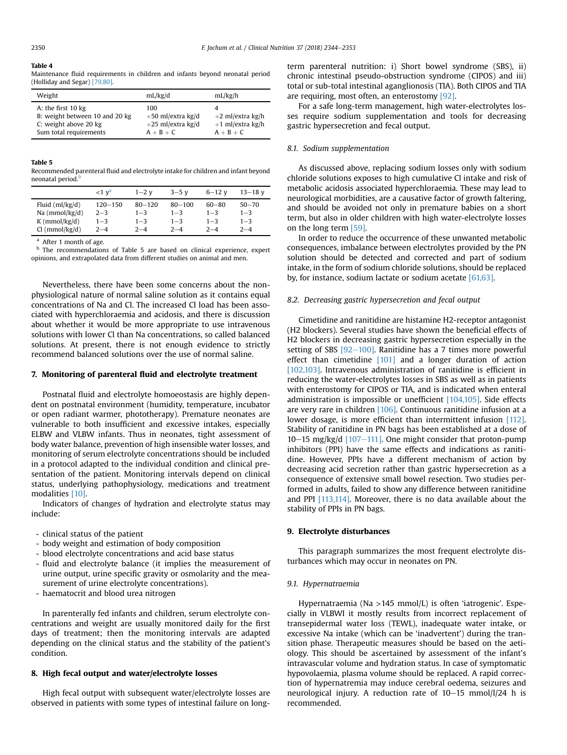**Table 4**
Maintenance fluid requirements in children and infants beyond neonatal period (Holliday and Segar) [79,80].

| Weight | mL/kg/d | mL/kg/h |
|---|---|---|
| A: the first 10 kg | 100 | 4 |
| B: weight between 10 and 20 kg | +50 ml/extra kg/d | +2 ml/extra kg/h |
| C: weight above 20 kg | +25 ml/extra kg/d | +1 ml/extra kg/h |
| Sum total requirements | A + B + C | A + B + C |

**Table 5**
Recommended parenteral fluid and electrolyte intake for children and infant beyond neonatal period.[b]

| | <1 y[a] | 1–2 y | 3–5 y | 6–12 y | 13–18 y |
|---|---|---|---|---|---|
| Fluid (ml/kg/d) | 120–150 | 80–120 | 80–100 | 60–80 | 50–70 |
| Na (mmol/kg/d) | 2–3 | 1–3 | 1–3 | 1–3 | 1–3 |
| K (mmol/kg/d) | 1–3 | 1–3 | 1–3 | 1–3 | 1–3 |
| Cl (mmol/kg/d) | 2–4 | 2–4 | 2–4 | 2–4 | 2–4 |

[a] After 1 month of age.
[b] The recommendations of Table 5 are based on clinical experience, expert opinions, and extrapolated data from different studies on animal and men.

Nevertheless, there have been some concerns about the non-physiological nature of normal saline solution as it contains equal concentrations of Na and Cl. The increased Cl load has been associated with hyperchloraemia and acidosis, and there is discussion about whether it would be more appropriate to use intravenous solutions with lower Cl than Na concentrations, so called balanced solutions. At present, there is not enough evidence to strictly recommend balanced solutions over the use of normal saline.

## 7. Monitoring of parenteral fluid and electrolyte treatment

Postnatal fluid and electrolyte homoeostasis are highly dependent on postnatal environment (humidity, temperature, incubator or open radiant warmer, phototherapy). Premature neonates are vulnerable to both insufficient and excessive intakes, especially ELBW and VLBW infants. Thus in neonates, tight assessment of body water balance, prevention of high insensible water losses, and monitoring of serum electrolyte concentrations should be included in a protocol adapted to the individual condition and clinical presentation of the patient. Monitoring intervals depend on clinical status, underlying pathophysiology, medications and treatment modalities [10].

Indicators of changes of hydration and electrolyte status may include:

- clinical status of the patient
- body weight and estimation of body composition
- blood electrolyte concentrations and acid base status
- fluid and electrolyte balance (it implies the measurement of urine output, urine specific gravity or osmolarity and the measurement of urine electrolyte concentrations).
- haematocrit and blood urea nitrogen

In parenterally fed infants and children, serum electrolyte concentrations and weight are usually monitored daily for the first days of treatment; then the monitoring intervals are adapted depending on the clinical status and the stability of the patient's condition.

## 8. High fecal output and water/electrolyte losses

High fecal output with subsequent water/electrolyte losses are observed in patients with some types of intestinal failure on long-term parenteral nutrition: i) Short bowel syndrome (SBS), ii) chronic intestinal pseudo-obstruction syndrome (CIPOS) and iii) total or sub-total intestinal aganglionosis (TIA). Both CIPOS and TIA are requiring, most often, an enterostomy [92].

For a safe long-term management, high water-electrolytes losses require sodium supplementation and tools for decreasing gastric hypersecretion and fecal output.

### 8.1. Sodium supplementation

As discussed above, replacing sodium losses only with sodium chloride solutions exposes to high cumulative Cl intake and risk of metabolic acidosis associated hyperchloraemia. These may lead to neurological morbidities, are a causative factor of growth faltering, and should be avoided not only in premature babies on a short term, but also in older children with high water-electrolyte losses on the long term [59].

In order to reduce the occurrence of these unwanted metabolic consequences, imbalance between electrolytes provided by the PN solution should be detected and corrected and part of sodium intake, in the form of sodium chloride solutions, should be replaced by, for instance, sodium lactate or sodium acetate [61,63].

### 8.2. Decreasing gastric hypersecretion and fecal output

Cimetidine and ranitidine are histamine H2-receptor antagonist (H2 blockers). Several studies have shown the beneficial effects of H2 blockers in decreasing gastric hypersecretion especially in the setting of SBS [92–100]. Ranitidine has a 7 times more powerful effect than cimetidine [101] and a longer duration of action [102,103]. Intravenous administration of ranitidine is efficient in reducing the water-electrolytes losses in SBS as well as in patients with enterostomy for CIPOS or TIA, and is indicated when enteral administration is impossible or unefficient [104,105]. Side effects are very rare in children [106]. Continuous ranitidine infusion at a lower dosage, is more efficient than intermittent infusion [112]. Stability of ranitidine in PN bags has been established at a dose of 10–15 mg/kg/d [107–111]. One might consider that proton-pump inhibitors (PPI) have the same effects and indications as ranitidine. However, PPIs have a different mechanism of action by decreasing acid secretion rather than gastric hypersecretion as a consequence of extensive small bowel resection. Two studies performed in adults, failed to show any difference between ranitidine and PPI [113,114]. Moreover, there is no data available about the stability of PPIs in PN bags.

## 9. Electrolyte disturbances

This paragraph summarizes the most frequent electrolyte disturbances which may occur in neonates on PN.

### 9.1. Hypernatraemia

Hypernatraemia (Na >145 mmol/L) is often 'iatrogenic'. Especially in VLBWI it mostly results from incorrect replacement of transepidermal water loss (TEWL), inadequate water intake, or excessive Na intake (which can be 'inadvertent') during the transition phase. Therapeutic measures should be based on the aetiology. This should be ascertained by assessment of the infant's intravascular volume and hydration status. In case of symptomatic hypovolaemia, plasma volume should be replaced. A rapid correction of hypernatremia may induce cerebral oedema, seizures and neurological injury. A reduction rate of 10–15 mmol/l/24 h is recommended.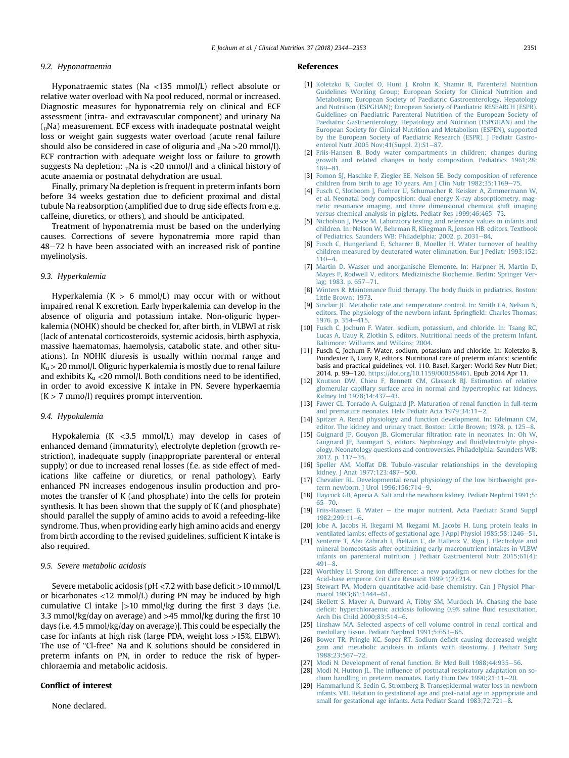### 9.2. Hyponatraemia

Hyponatraemic states (Na <135 mmol/L) reflect absolute or relative water overload with Na pool reduced, normal or increased. Diagnostic measures for hyponatremia rely on clinical and ECF assessment (intra- and extravascular component) and urinary Na ($_u$Na) measurement. ECF excess with inadequate postnatal weight loss or weight gain suggests water overload (acute renal failure should also be considered in case of oliguria and $_u$Na >20 mmol/l). ECF contraction with adequate weight loss or failure to growth suggests Na depletion: $_u$Na is <20 mmol/l and a clinical history of acute anaemia or postnatal dehydration are usual.

Finally, primary Na depletion is frequent in preterm infants born before 34 weeks gestation due to deficient proximal and distal tubule Na reabsorption (amplified due to drug side effects from e.g. caffeine, diuretics, or others), and should be anticipated.

Treatment of hyponatremia must be based on the underlying causes. Corrections of severe hyponatremia more rapid than 48–72 h have been associated with an increased risk of pontine myelinolysis.

### 9.3. Hyperkalemia

Hyperkalemia (K > 6 mmol/L) may occur with or without impaired renal K excretion. Early hyperkalemia can develop in the absence of oliguria and potassium intake. Non-oliguric hyperkalemia (NOHK) should be checked for, after birth, in VLBWI at risk (lack of antenatal corticosteroids, systemic acidosis, birth asphyxia, massive haematomas, haemolysis, catabolic state, and other situations). In NOHK diuresis is usually within normal range and $K_u$ > 20 mmol/l. Oliguric hyperkalemia is mostly due to renal failure and exhibits $K_u$ <20 mmol/l. Both conditions need to be identified, in order to avoid excessive K intake in PN. Severe hyperkaemia (K > 7 mmo/l) requires prompt intervention.

### 9.4. Hypokalemia

Hypokalemia (K <3.5 mmol/L) may develop in cases of enhanced demand (immaturity), electrolyte depletion (growth restriction), inadequate supply (inappropriate parenteral or enteral supply) or due to increased renal losses (f.e. as side effect of medications like caffeine or diuretics, or renal pathology). Early enhanced PN increases endogenous insulin production and promotes the transfer of K (and phosphate) into the cells for protein synthesis. It has been shown that the supply of K (and phosphate) should parallel the supply of amino acids to avoid a refeeding-like syndrome. Thus, when providing early high amino acids and energy from birth according to the revised guidelines, sufficient K intake is also required.

### 9.5. Severe metabolic acidosis

Severe metabolic acidosis (pH <7.2 with base deficit >10 mmol/L or bicarbonates <12 mmol/L) during PN may be induced by high cumulative Cl intake [>10 mmol/kg during the first 3 days (i.e. 3.3 mmol/kg/day on average) and >45 mmol/kg during the first 10 days (i.e. 4.5 mmol/kg/day on average)]. This could be especially the case for infants at high risk (large PDA, weight loss >15%, ELBW). The use of "Cl-free" Na and K solutions should be considered in preterm infants on PN, in order to reduce the risk of hyperchloraemia and metabolic acidosis.

## Conflict of interest

None declared.

## References

[1] Koletzko B, Goulet O, Hunt J, Krohn K, Shamir R, Parenteral Nutrition Guidelines Working Group; European Society for Clinical Nutrition and Metabolism; European Society of Paediatric Gastroenterology, Hepatology and Nutrition (ESPGHAN); European Society of Paediatric RESEARCH (ESPR). Guidelines on Paediatric Parenteral Nutrition of the European Society of Paediatric Gastroenterology, Hepatology and Nutrition (ESPGHAN) and the European Society for Clinical Nutrition and Metabolism (ESPEN), supported by the European Society of Paediatric Research (ESPR). J Pediatr Gastroenterol Nutr 2005 Nov;41(Suppl. 2):S1–87.

[2] Friis-Hansen B. Body water compartments in children: changes during growth and related changes in body composition. Pediatrics 1961;28:169–81.

[3] Fomon SJ, Haschke F, Ziegler EE, Nelson SE. Body composition of reference children from birth to age 10 years. Am J Clin Nutr 1982;35:1169–75.

[4] Fusch C, Slotboom J, Fuehrer U, Schumacher R, Keisker A, Zimmermann W, et al. Neonatal body composition: dual energy X-ray absorptiometry, magnetic resonance imaging, and three dimensional chemical shift imaging versus chemical analysis in piglets. Pediatr Res 1999;46:465–73.

[5] Nicholson J, Pesce M. Laboratory testing and reference values in infants and children. In: Nelson W, Behrman R, Kliegman R, Jenson HB, editors. Textbook of Pediatrics. Saunders WB: Philadelphia; 2002. p. 2031–84.

[6] Fusch C, Hungerland E, Scharrer B, Moeller H. Water turnover of healthy children measured by deuterated water elimination. Eur J Pediatr 1993;152:110–4.

[7] Martin D. Wasser und anorganische Elemente. In: Harpner H, Martin D, Mayes P, Rodwell V, editors. Medizinische Biochemie. Berlin: Springer Verlag; 1983. p. 657–71.

[8] Winters R. Maintenance fluid therapy. The body fluids in pediatrics. Boston: Little Brown; 1973.

[9] Sinclair JC. Metabolic rate and temperature control. In: Smith CA, Nelson N, editors. The physiology of the newborn infant. Springfield: Charles Thomas; 1976. p. 354–415.

[10] Fusch C, Jochum F. Water, sodium, potassium, and chloride. In: Tsang RC, Lucas A, Uauy R, Zlotkin S, editors. Nutritional needs of the preterm Infant. Baltimore: Williams and Wilkins; 2004.

[11] Fusch C, Jochum F. Water, sodium, potassium and chloride. In: Koletzko B, Poindexter B, Uauy R, editors. Nutritional care of preterm infants: scientific basis and practical guidelines, vol. 110. Basel, Karger: World Rev Nutr Diet; 2014. p. 99–120. https://doi.org/10.1159/000358461. Epub 2014 Apr 11.

[12] Knutson DW, Chieu F, Bennett CM, Glassock RJ. Estimation of relative glomerular capillary surface area in normal and hypertrophic rat kidneys. Kidney Int 1978;14:437–43.

[13] Fawer CL, Torrado A, Guignard JP. Maturation of renal function in full-term and premature neonates. Helv Pediatr Acta 1979;34:11–2.

[14] Spitzer A. Renal physiology and function development. In: Edelmann CM, editor. The kidney and urinary tract. Boston: Little Brown; 1978. p. 125–8.

[15] Guignard JP, Gouyon JB. Glomerular filtration rate in neonates. In: Oh W, Guignard JP, Baumgart S, editors. Nephrology and fluid/electrolyte physiology. Neonatology questions and controversies. Philadelphia: Saunders WB; 2012. p. 117–35.

[16] Speller AM, Moffat DB. Tubulo-vascular relationships in the developing kidney. J Anat 1977;123:487–500.

[17] Chevalier RL. Developmental renal physiology of the low birthweight preterm newborn. J Urol 1996;156:714–9.

[18] Haycock GB, Aperia A. Salt and the newborn kidney. Pediatr Nephrol 1991;5:65–70.

[19] Friis-Hansen B. Water – the major nutrient. Acta Paediatr Scand Suppl 1982;299:11–6.

[20] Jobe A, Jacobs H, Ikegami M, Ikegami M, Jacobs H. Lung protein leaks in ventilated lambs: effects of gestational age. J Appl Physiol 1985;58:1246–51.

[21] Senterre T, Abu Zahirah I, Pieltain C, de Halleux V, Rigo J. Electrolyte and mineral homeostasis after optimizing early macronutrient intakes in VLBW infants on parenteral nutrition. J Pediatr Gastroenterol Nutr 2015;61(4):491–8.

[22] Worthley LI. Strong ion difference: a new paradigm or new clothes for the Acid-base emperor. Crit Care Resuscit 1999;1(2):214.

[23] Stewart PA. Modern quantitative acid-base chemistry. Can J Physiol Pharmacol 1983;61:1444–61.

[24] Skellett S, Mayer A, Durward A, Tibby SM, Murdoch IA. Chasing the base deficit: hyperchloraemic acidosis following 0.9% saline fluid resuscitation. Arch Dis Child 2000;83:514–6.

[25] Linshaw MA. Selected aspects of cell volume control in renal cortical and medullary tissue. Pediatr Nephrol 1991;5:653–65.

[26] Bower TR, Pringle KC, Soper RT. Sodium deficit causing decreased weight gain and metabolic acidosis in infants with ileostomy. J Pediatr Surg 1988;23:567–72.

[27] Modi N. Development of renal function. Br Med Bull 1988;44:935–56.

[28] Modi N, Hutton JL. The influence of postnatal respiratory adaptation on sodium handling in preterm neonates. Early Hum Dev 1990;21:11–20.

[29] Hammarlund K, Sedin G, Stromberg B. Transepidermal water loss in newborn infants. VIII. Relation to gestational age and post-natal age in appropriate and small for gestational age infants. Acta Pediatr Scand 1983;72:721–8.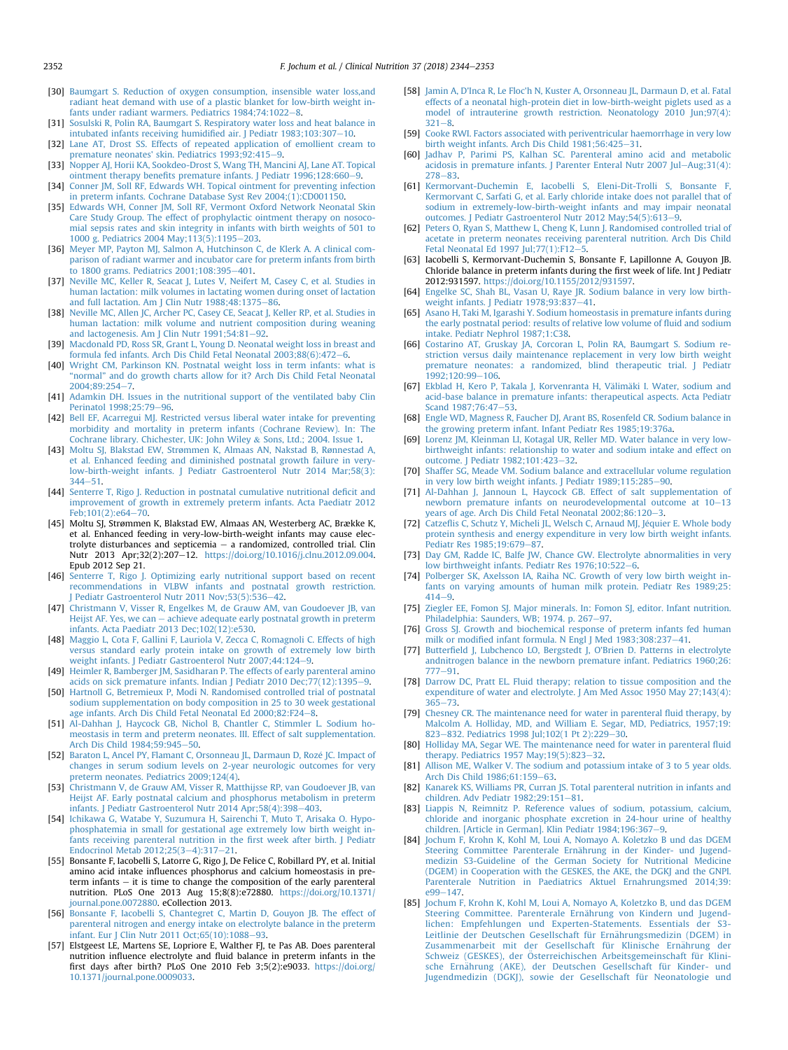[30] Baumgart S. Reduction of oxygen consumption, insensible water loss,and radiant heat demand with use of a plastic blanket for low-birth weight infants under radiant warmers. Pediatrics 1984;74:1022–8.

[31] Sosulski R, Polin RA, Baumgart S. Respiratory water loss and heat balance in intubated infants receiving humidified air. J Pediatr 1983;103:307–10.

[32] Lane AT, Drost SS. Effects of repeated application of emollient cream to premature neonates' skin. Pediatrics 1993;92:415–9.

[33] Nopper AJ, Horii KA, Sookdeo-Drost S, Wang TH, Mancini AJ, Lane AT. Topical ointment therapy benefits premature infants. J Pediatr 1996;128:660–9.

[34] Conner JM, Soll RF, Edwards WH. Topical ointment for preventing infection in preterm infants. Cochrane Database Syst Rev 2004;(1):CD001150.

[35] Edwards WH, Conner JM, Soll RF, Vermont Oxford Network Neonatal Skin Care Study Group. The effect of prophylactic ointment therapy on nosocomial sepsis rates and skin integrity in infants with birth weights of 501 to 1000 g. Pediatrics 2004 May;113(5):1195–203.

[36] Meyer MP, Payton MJ, Salmon A, Hutchinson C, de Klerk A. A clinical comparison of radiant warmer and incubator care for preterm infants from birth to 1800 grams. Pediatrics 2001;108:395–401.

[37] Neville MC, Keller R, Seacat J, Lutes V, Neifert M, Casey C, et al. Studies in human lactation: milk volumes in lactating women during onset of lactation and full lactation. Am J Clin Nutr 1988;48:1375–86.

[38] Neville MC, Allen JC, Archer PC, Casey CE, Seacat J, Keller RP, et al. Studies in human lactation: milk volume and nutrient composition during weaning and lactogenesis. Am J Clin Nutr 1991;54:81–92.

[39] Macdonald PD, Ross SR, Grant L, Young D. Neonatal weight loss in breast and formula fed infants. Arch Dis Child Fetal Neonatal 2003;88(6):472–6.

[40] Wright CM, Parkinson KN. Postnatal weight loss in term infants: what is "normal" and do growth charts allow for it? Arch Dis Child Fetal Neonatal 2004;89:254–7.

[41] Adamkin DH. Issues in the nutritional support of the ventilated baby Clin Perinatol 1998;25:79–96.

[42] Bell EF, Acarregui MJ. Restricted versus liberal water intake for preventing morbidity and mortality in preterm infants (Cochrane Review). In: The Cochrane library. Chichester, UK: John Wiley & Sons, Ltd.; 2004. Issue 1.

[43] Moltu SJ, Blakstad EW, Strømmen K, Almaas AN, Nakstad B, Rønnestad A, et al. Enhanced feeding and diminished postnatal growth failure in very-low-birth-weight infants. J Pediatr Gastroenterol Nutr 2014 Mar;58(3):344–51.

[44] Senterre T, Rigo J. Reduction in postnatal cumulative nutritional deficit and improvement of growth in extremely preterm infants. Acta Paediatr 2012 Feb;101(2):e64–70.

[45] Moltu SJ, Strømmen K, Blakstad EW, Almaas AN, Westerberg AC, Brække K, et al. Enhanced feeding in very-low-birth-weight infants may cause electrolyte disturbances and septicemia – a randomized, controlled trial. Clin Nutr 2013 Apr;32(2):207–12. https://doi.org/10.1016/j.clnu.2012.09.004. Epub 2012 Sep 21.

[46] Senterre T, Rigo J. Optimizing early nutritional support based on recent recommendations in VLBW infants and postnatal growth restriction. J Pediatr Gastroenterol Nutr 2011 Nov;53(5):536–42.

[47] Christmann V, Visser R, Engelkes M, de Grauw AM, van Goudoever JB, van Heijst AF. Yes, we can – achieve adequate early postnatal growth in preterm infants. Acta Paediatr 2013 Dec;102(12):e530.

[48] Maggio L, Cota F, Gallini F, Lauriola V, Zecca C, Romagnoli C. Effects of high versus standard early protein intake on growth of extremely low birth weight infants. J Pediatr Gastroenterol Nutr 2007;44:124–9.

[49] Heimler R, Bamberger JM, Sasidharan P. The effects of early parenteral amino acids on sick premature infants. Indian J Pediatr 2010 Dec;77(12):1395–9.

[50] Hartnoll G, Betremieux P, Modi N. Randomised controlled trial of postnatal sodium supplementation on body composition in 25 to 30 week gestational age infants. Arch Dis Child Fetal Neonatal Ed 2000;82:F24–8.

[51] Al-Dahhan J, Haycock GB, Nichol B, Chantler C, Stimmler L. Sodium homeostasis in term and preterm neonates. III. Effect of salt supplementation. Arch Dis Child 1984;59:945–50.

[52] Baraton L, Ancel PY, Flamant C, Orsonneau JL, Darmaun D, Rozé JC. Impact of changes in serum sodium levels on 2-year neurologic outcomes for very preterm neonates. Pediatrics 2009;124(4).

[53] Christmann V, de Grauw AM, Visser R, Matthijsse RP, van Goudoever JB, van Heijst AF. Early postnatal calcium and phosphorus metabolism in preterm infants. J Pediatr Gastroenterol Nutr 2014 Apr;58(4):398–403.

[54] Ichikawa G, Watabe Y, Suzumura H, Sairenchi T, Muto T, Arisaka O. Hypophosphatemia in small for gestational age extremely low birth weight infants receiving parenteral nutrition in the first week after birth. J Pediatr Endocrinol Metab 2012;25(3–4):317–21.

[55] Bonsante F, Iacobelli S, Latorre G, Rigo J, De Felice C, Robillard PY, et al. Initial amino acid intake influences phosphorus and calcium homeostasis in preterm infants – it is time to change the composition of the early parenteral nutrition. PLoS One 2013 Aug 15;8(8):e72880. https://doi.org/10.1371/journal.pone.0072880. eCollection 2013.

[56] Bonsante F, Iacobelli S, Chantegret C, Martin D, Gouyon JB. The effect of parenteral nitrogen and energy intake on electrolyte balance in the preterm infant. Eur J Clin Nutr 2011 Oct;65(10):1088–93.

[57] Elstgeest LE, Martens SE, Lopriore E, Walther FJ, te Pas AB. Does parenteral nutrition influence electrolyte and fluid balance in preterm infants in the first days after birth? PLoS One 2010 Feb 3;5(2):e9033. https://doi.org/10.1371/journal.pone.0009033.

[58] Jamin A, D'Inca R, Le Floc'h N, Kuster A, Orsonneau JL, Darmaun D, et al. Fatal effects of a neonatal high-protein diet in low-birth-weight piglets used as a model of intrauterine growth restriction. Neonatology 2010 Jun;97(4):321–8.

[59] Cooke RWI. Factors associated with periventricular haemorrhage in very low birth weight infants. Arch Dis Child 1981;56:425–31.

[60] Jadhav P, Parimi PS, Kalhan SC. Parenteral amino acid and metabolic acidosis in premature infants. J Parenter Enteral Nutr 2007 Jul–Aug;31(4):278–83.

[61] Kermorvant-Duchemin E, Iacobelli S, Eleni-Dit-Trolli S, Bonsante F, Kermorvant C, Sarfati G, et al. Early chloride intake does not parallel that of sodium in extremely-low-birth-weight infants and may impair neonatal outcomes. J Pediatr Gastroenterol Nutr 2012 May;54(5):613–9.

[62] Peters O, Ryan S, Matthew L, Cheng K, Lunn J. Randomised controlled trial of acetate in preterm neonates receiving parenteral nutrition. Arch Dis Child Fetal Neonatal Ed 1997 Jul;77(1):F12–5.

[63] Iacobelli S, Kermorvant-Duchemin E, Bonsante F, Lapillonne A, Gouyon JB. Chloride balance in preterm infants during the first week of life. Int J Pediatr 2012:931597. https://doi.org/10.1155/2012/931597.

[64] Engelke SC, Shah BL, Vasan U, Raye JR. Sodium balance in very low birth-weight infants. J Pediatr 1978;93:837–41.

[65] Asano H, Taki M, Igarashi Y. Sodium homeostasis in premature infants during the early postnatal period: results of relative low volume of fluid and sodium intake. Pediatr Nephrol 1987;1:C38.

[66] Costarino AT, Gruskay JA, Corcoran L, Polin RA, Baumgart S. Sodium restriction versus daily maintenance replacement in very low birth weight premature neonates: a randomized, blind therapeutic trial. J Pediatr 1992;120:99–106.

[67] Ekblad H, Kero P, Takala J, Korvenranta H, Välimäki I. Water, sodium and acid-base balance in premature infants: therapeutical aspects. Acta Pediatr Scand 1987;76:47–53.

[68] Engle WD, Magness R, Faucher DJ, Arant BS, Rosenfeld CR. Sodium balance in the growing preterm infant. Infant Pediatr Res 1985;19:376a.

[69] Lorenz JM, Kleinman LI, Kotagal UR, Reller MD. Water balance in very low-birthweight infants: relationship to water and sodium intake and effect on outcome. J Pediatr 1982;101:423–32.

[70] Shaffer SG, Meade VM. Sodium balance and extracellular volume regulation in very low birth weight infants. J Pediatr 1989;115:285–90.

[71] Al-Dahhan J, Jannoun L, Haycock GB. Effect of salt supplementation of newborn premature infants on neurodevelopmental outcome at 10–13 years of age. Arch Dis Child Fetal Neonatal 2002;86:120–3.

[72] Catzeflis C, Schutz Y, Micheli JL, Welsch C, Arnaud MJ, Jéquier E. Whole body protein synthesis and energy expenditure in very low birth weight infants. Pediatr Res 1985;19:679–87.

[73] Day GM, Radde IC, Balfe JW, Chance GW. Electrolyte abnormalities in very low birthweight infants. Pediatr Res 1976;10:522–6.

[74] Polberger SK, Axelsson IA, Raiha NC. Growth of very low birth weight infants on varying amounts of human milk protein. Pediatr Res 1989;25:414–9.

[75] Ziegler EE, Fomon SJ. Major minerals. In: Fomon SJ, editor. Infant nutrition. Philadelphia: Saunders, WB; 1974. p. 267–97.

[76] Gross SJ. Growth and biochemical response of preterm infants fed human milk or modified infant formula. N Engl J Med 1983;308:237–41.

[77] Butterfield J, Lubchenco LO, Bergstedt J, O'Brien D. Patterns in electrolyte andnitrogen balance in the newborn premature infant. Pediatrics 1960;26:777–91.

[78] Darrow DC, Pratt EL. Fluid therapy; relation to tissue composition and the expenditure of water and electrolyte. J Am Med Assoc 1950 May 27;143(4):365–73.

[79] Chesney CR. The maintenance need for water in parenteral fluid therapy, by Malcolm A. Holliday, MD, and William E. Segar, MD, Pediatrics, 1957;19:823–832. Pediatrics 1998 Jul;102(1 Pt 2):229–30.

[80] Holliday MA, Segar WE. The maintenance need for water in parenteral fluid therapy. Pediatrics 1957 May;19(5):823–32.

[81] Allison ME, Walker V. The sodium and potassium intake of 3 to 5 year olds. Arch Dis Child 1986;61:159–63.

[82] Kanarek KS, Williams PR, Curran JS. Total parenteral nutrition in infants and children. Adv Pediatr 1982;29:151–81.

[83] Liappis N, Reimnitz P. Reference values of sodium, potassium, calcium, chloride and inorganic phosphate excretion in 24-hour urine of healthy children. [Article in German]. Klin Pediatr 1984;196:367–9.

[84] Jochum F, Krohn K, Kohl M, Loui A, Nomayo A. Koletzko B und das DGEM Steering Committee Parenterale Ernährung in der Kinder- und Jugendmedizin S3-Guideline of the German Society for Nutritional Medicine (DGEM) in Cooperation with the GESKES, the AKE, the DGKJ and the GNPI. Parenterale Nutrition in Paediatrics Aktuel Ernahrungsmed 2014;39:e99–147.

[85] Jochum F, Krohn K, Kohl M, Loui A, Nomayo A, Koletzko B, und das DGEM Steering Committee. Parenterale Ernährung von Kindern und Jugendlichen: Empfehlungen und Experten-Statements. Essentials der S3-Leitlinie der Deutschen Gesellschaft für Ernährungsmedizin (DGEM) in Zusammenarbeit mit der Gesellschaft für Klinische Ernährung der Schweiz (GESKES), der Österreichischen Arbeitsgemeinschaft für Klinische Ernährung (AKE), der Deutschen Gesellschaft für Kinder- und Jugendmedizin (DGKJ), sowie der Gesellschaft für Neonatologie und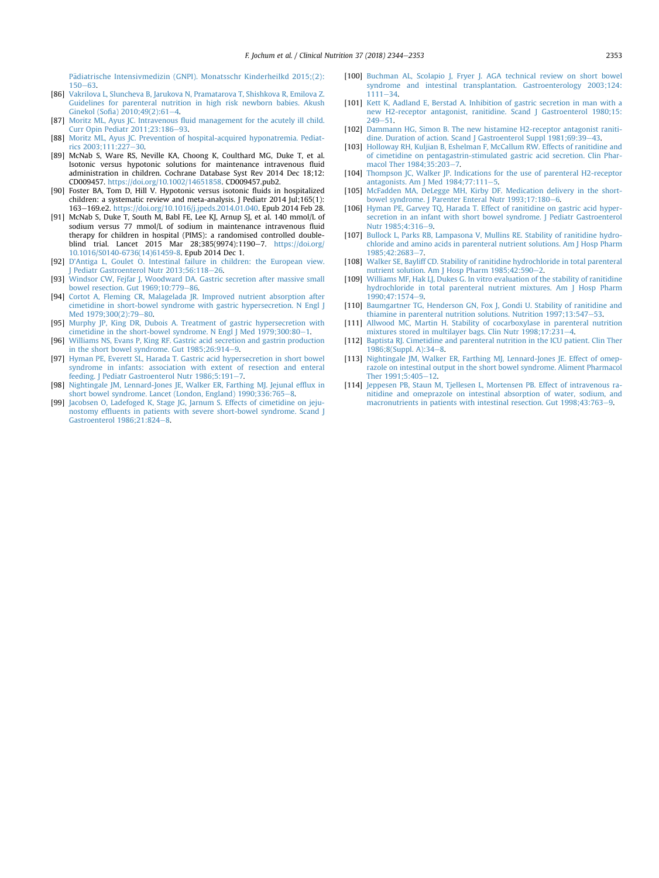Pädiatrische Intensivmedizin (GNPI). Monatsschr Kinderheilkd 2015;(2): 150–63.

[86] Vakrilova L, Sluncheva B, Jarukova N, Pramatarova T, Shishkova R, Emilova Z. Guidelines for parenteral nutrition in high risk newborn babies. Akush Ginekol (Sofia) 2010;49(2):61–4.

[87] Moritz ML, Ayus JC. Intravenous fluid management for the acutely ill child. Curr Opin Pediatr 2011;23:186–93.

[88] Moritz ML, Ayus JC. Prevention of hospital-acquired hyponatremia. Pediatrics 2003;111:227–30.

[89] McNab S, Ware RS, Neville KA, Choong K, Coulthard MG, Duke T, et al. Isotonic versus hypotonic solutions for maintenance intravenous fluid administration in children. Cochrane Database Syst Rev 2014 Dec 18;12: CD009457. https://doi.org/10.1002/14651858. CD009457.pub2.

[90] Foster BA, Tom D, Hill V. Hypotonic versus isotonic fluids in hospitalized children: a systematic review and meta-analysis. J Pediatr 2014 Jul;165(1): 163–169.e2. https://doi.org/10.1016/j.jpeds.2014.01.040. Epub 2014 Feb 28.

[91] McNab S, Duke T, South M, Babl FE, Lee KJ, Arnup SJ, et al. 140 mmol/L of sodium versus 77 mmol/L of sodium in maintenance intravenous fluid therapy for children in hospital (PIMS): a randomised controlled double-blind trial. Lancet 2015 Mar 28;385(9974):1190–7. https://doi.org/10.1016/S0140-6736(14)61459-8. Epub 2014 Dec 1.

[92] D'Antiga L, Goulet O. Intestinal failure in children: the European view. J Pediatr Gastroenterol Nutr 2013;56:118–26.

[93] Windsor CW, Fejfar J, Woodward DA. Gastric secretion after massive small bowel resection. Gut 1969;10:779–86.

[94] Cortot A, Fleming CR, Malagelada JR. Improved nutrient absorption after cimetidine in short-bowel syndrome with gastric hypersecretion. N Engl J Med 1979;300(2):79–80.

[95] Murphy JP, King DR, Dubois A. Treatment of gastric hypersecretion with cimetidine in the short-bowel syndrome. N Engl J Med 1979;300:80–1.

[96] Williams NS, Evans P, King RF. Gastric acid secretion and gastrin production in the short bowel syndrome. Gut 1985;26:914–9.

[97] Hyman PE, Everett SL, Harada T. Gastric acid hypersecretion in short bowel syndrome in infants: association with extent of resection and enteral feeding. J Pediatr Gastroenterol Nutr 1986;5:191–7.

[98] Nightingale JM, Lennard-Jones JE, Walker ER, Farthing MJ. Jejunal efflux in short bowel syndrome. Lancet (London, England) 1990;336:765–8.

[99] Jacobsen O, Ladefoged K, Stage JG, Jarnum S. Effects of cimetidine on jejunostomy effluents in patients with severe short-bowel syndrome. Scand J Gastroenterol 1986;21:824–8.

[100] Buchman AL, Scolapio J, Fryer J. AGA technical review on short bowel syndrome and intestinal transplantation. Gastroenterology 2003;124: 1111–34.

[101] Kett K, Aadland E, Berstad A. Inhibition of gastric secretion in man with a new H2-receptor antagonist, ranitidine. Scand J Gastroenterol 1980;15: 249–51.

[102] Dammann HG, Simon B. The new histamine H2-receptor antagonist ranitidine. Duration of action. Scand J Gastroenterol Suppl 1981;69:39–43.

[103] Holloway RH, Kuljian B, Eshelman F, McCallum RW. Effects of ranitidine and of cimetidine on pentagastrin-stimulated gastric acid secretion. Clin Pharmacol Ther 1984;35:203–7.

[104] Thompson JC, Walker JP. Indications for the use of parenteral H2-receptor antagonists. Am J Med 1984;77:111–5.

[105] McFadden MA, DeLegge MH, Kirby DF. Medication delivery in the short-bowel syndrome. J Parenter Enteral Nutr 1993;17:180–6.

[106] Hyman PE, Garvey TQ, Harada T. Effect of ranitidine on gastric acid hypersecretion in an infant with short bowel syndrome. J Pediatr Gastroenterol Nutr 1985;4:316–9.

[107] Bullock L, Parks RB, Lampasona V, Mullins RE. Stability of ranitidine hydrochloride and amino acids in parenteral nutrient solutions. Am J Hosp Pharm 1985;42:2683–7.

[108] Walker SE, Bayliff CD. Stability of ranitidine hydrochloride in total parenteral nutrient solution. Am J Hosp Pharm 1985;42:590–2.

[109] Williams MF, Hak LJ, Dukes G. In vitro evaluation of the stability of ranitidine hydrochloride in total parenteral nutrient mixtures. Am J Hosp Pharm 1990;47:1574–9.

[110] Baumgartner TG, Henderson GN, Fox J, Gondi U. Stability of ranitidine and thiamine in parenteral nutrition solutions. Nutrition 1997;13:547–53.

[111] Allwood MC, Martin H. Stability of cocarboxylase in parenteral nutrition mixtures stored in multilayer bags. Clin Nutr 1998;17:231–4.

[112] Baptista RJ. Cimetidine and parenteral nutrition in the ICU patient. Clin Ther 1986;8(Suppl. A):34–8.

[113] Nightingale JM, Walker ER, Farthing MJ, Lennard-Jones JE. Effect of omeprazole on intestinal output in the short bowel syndrome. Aliment Pharmacol Ther 1991;5:405–12.

[114] Jeppesen PB, Staun M, Tjellesen L, Mortensen PB. Effect of intravenous ranitidine and omeprazole on intestinal absorption of water, sodium, and macronutrients in patients with intestinal resection. Gut 1998;43:763–9.